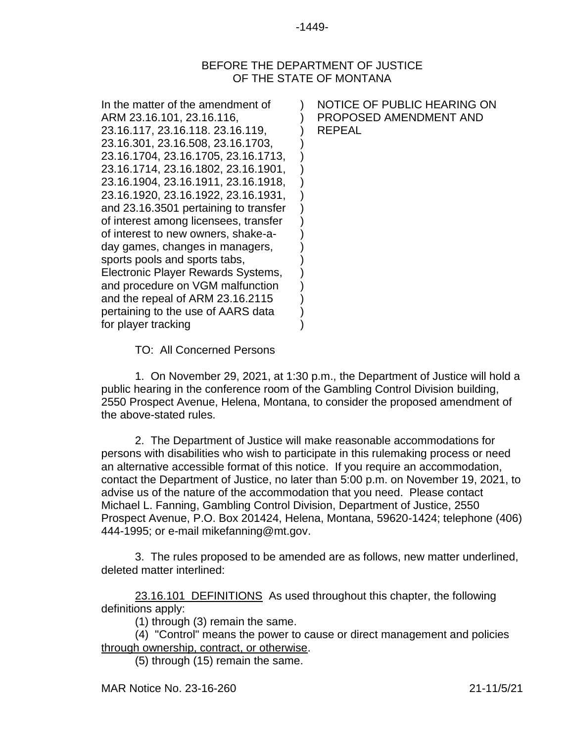BEFORE THE DEPARTMENT OF JUSTICE
OF THE STATE OF MONTANA

| In the matter of the amendment of ARM 23.16.101, 23.16.116, 23.16.117, 23.16.118. 23.16.119, 23.16.301, 23.16.508, 23.16.1703, 23.16.1704, 23.16.1705, 23.16.1713, 23.16.1714, 23.16.1802, 23.16.1901, 23.16.1904, 23.16.1911, 23.16.1918, 23.16.1920, 23.16.1922, 23.16.1931, and 23.16.3501 pertaining to transfer of interest among licensees, transfer of interest to new owners, shake-a-day games, changes in managers, sports pools and sports tabs, Electronic Player Rewards Systems, and procedure on VGM malfunction and the repeal of ARM 23.16.2115 pertaining to the use of AARS data for player tracking | NOTICE OF PUBLIC HEARING ON PROPOSED AMENDMENT AND REPEAL |
|---|---|

TO: All Concerned Persons

1. On November 29, 2021, at 1:30 p.m., the Department of Justice will hold a public hearing in the conference room of the Gambling Control Division building, 2550 Prospect Avenue, Helena, Montana, to consider the proposed amendment of the above-stated rules.

2. The Department of Justice will make reasonable accommodations for persons with disabilities who wish to participate in this rulemaking process or need an alternative accessible format of this notice. If you require an accommodation, contact the Department of Justice, no later than 5:00 p.m. on November 19, 2021, to advise us of the nature of the accommodation that you need. Please contact Michael L. Fanning, Gambling Control Division, Department of Justice, 2550 Prospect Avenue, P.O. Box 201424, Helena, Montana, 59620-1424; telephone (406) 444-1995; or e-mail mikefanning@mt.gov.

3. The rules proposed to be amended are as follows, new matter underlined, deleted matter interlined:

<u>23.16.101 DEFINITIONS</u> As used throughout this chapter, the following definitions apply:

(1) through (3) remain the same.

(4) "Control" means the power to cause or direct management and policies <u>through ownership, contract, or otherwise</u>.

(5) through (15) remain the same.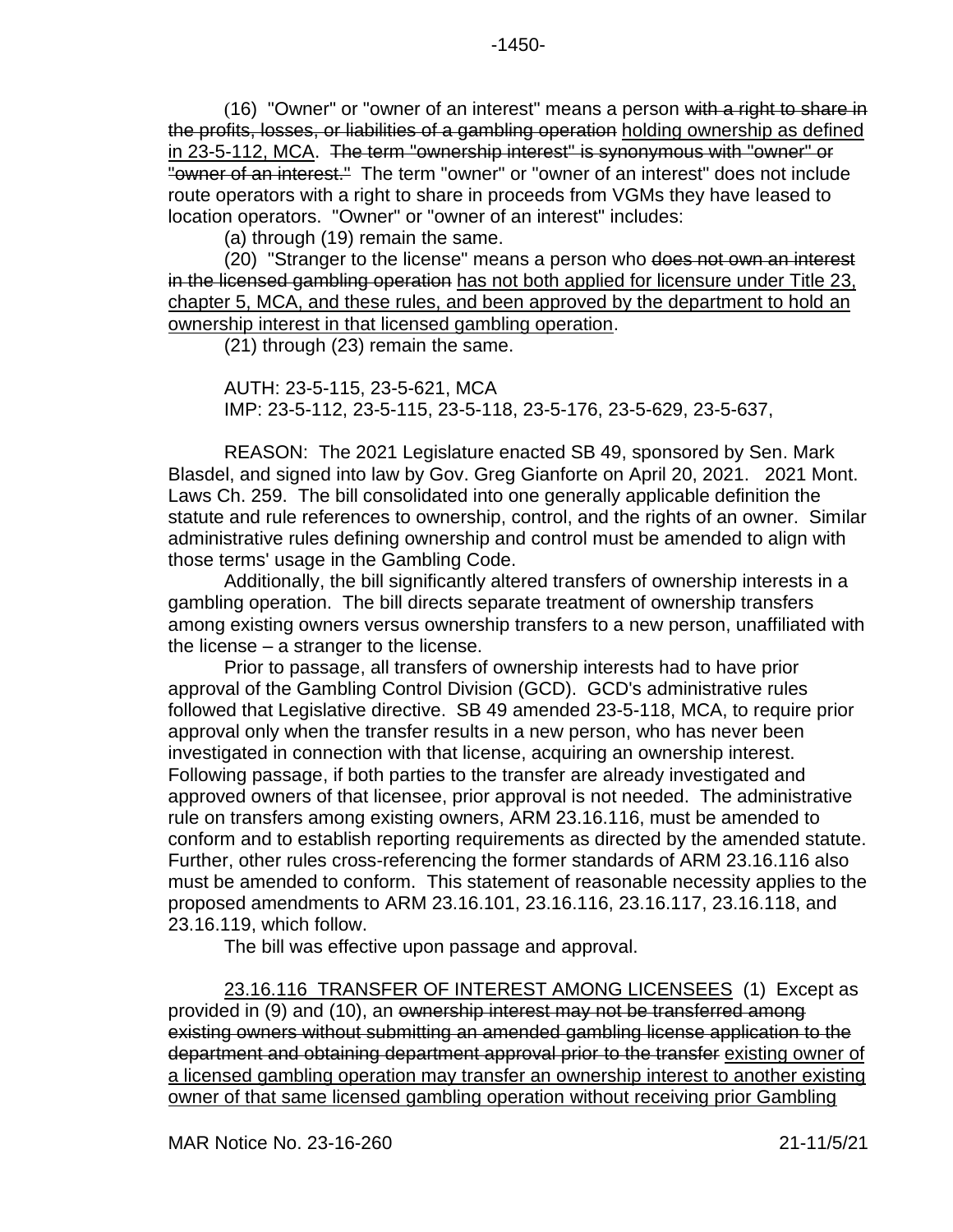(16) "Owner" or "owner of an interest" means a person ~~with a right to share in the profits, losses, or liabilities of a gambling operation~~ <u>holding ownership as defined in 23-5-112, MCA</u>. ~~The term "ownership interest" is synonymous with "owner" or "owner of an interest."~~ The term "owner" or "owner of an interest" does not include route operators with a right to share in proceeds from VGMs they have leased to location operators. "Owner" or "owner of an interest" includes:

(a) through (19) remain the same.

(20) "Stranger to the license" means a person who ~~does not own an interest in the licensed gambling operation~~ <u>has not both applied for licensure under Title 23, chapter 5, MCA, and these rules, and been approved by the department to hold an ownership interest in that licensed gambling operation</u>.

(21) through (23) remain the same.

AUTH: 23-5-115, 23-5-621, MCA
IMP: 23-5-112, 23-5-115, 23-5-118, 23-5-176, 23-5-629, 23-5-637,

REASON: The 2021 Legislature enacted SB 49, sponsored by Sen. Mark Blasdel, and signed into law by Gov. Greg Gianforte on April 20, 2021. 2021 Mont. Laws Ch. 259. The bill consolidated into one generally applicable definition the statute and rule references to ownership, control, and the rights of an owner. Similar administrative rules defining ownership and control must be amended to align with those terms' usage in the Gambling Code.

Additionally, the bill significantly altered transfers of ownership interests in a gambling operation. The bill directs separate treatment of ownership transfers among existing owners versus ownership transfers to a new person, unaffiliated with the license – a stranger to the license.

Prior to passage, all transfers of ownership interests had to have prior approval of the Gambling Control Division (GCD). GCD's administrative rules followed that Legislative directive. SB 49 amended 23-5-118, MCA, to require prior approval only when the transfer results in a new person, who has never been investigated in connection with that license, acquiring an ownership interest. Following passage, if both parties to the transfer are already investigated and approved owners of that licensee, prior approval is not needed. The administrative rule on transfers among existing owners, ARM 23.16.116, must be amended to conform and to establish reporting requirements as directed by the amended statute. Further, other rules cross-referencing the former standards of ARM 23.16.116 also must be amended to conform. This statement of reasonable necessity applies to the proposed amendments to ARM 23.16.101, 23.16.116, 23.16.117, 23.16.118, and 23.16.119, which follow.

The bill was effective upon passage and approval.

<u>23.16.116 TRANSFER OF INTEREST AMONG LICENSEES</u> (1) Except as provided in (9) and (10), an ~~ownership interest may not be transferred among existing owners without submitting an amended gambling license application to the department and obtaining department approval prior to the transfer~~ <u>existing owner of a licensed gambling operation may transfer an ownership interest to another existing owner of that same licensed gambling operation without receiving prior Gambling</u>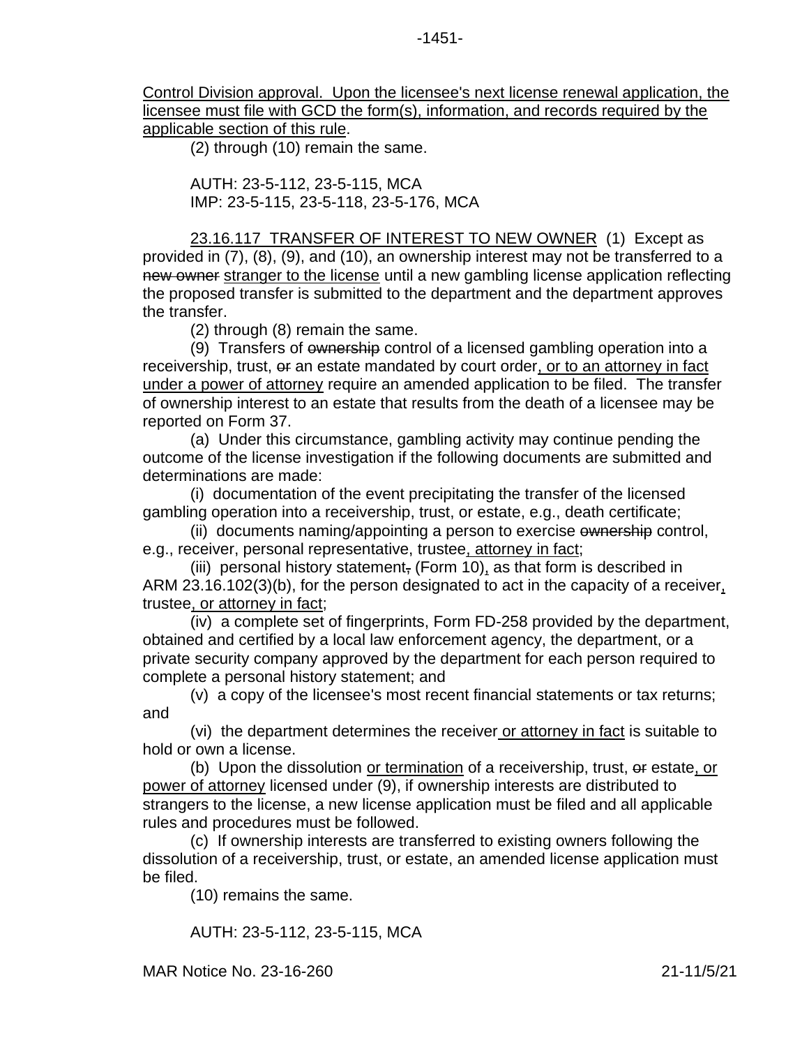Control Division approval. Upon the licensee's next license renewal application, the licensee must file with GCD the form(s), information, and records required by the applicable section of this rule.

(2) through (10) remain the same.

AUTH: 23-5-112, 23-5-115, MCA
IMP: 23-5-115, 23-5-118, 23-5-176, MCA

23.16.117 TRANSFER OF INTEREST TO NEW OWNER (1) Except as provided in (7), (8), (9), and (10), an ownership interest may not be transferred to a ~~new owner~~ stranger to the license until a new gambling license application reflecting the proposed transfer is submitted to the department and the department approves the transfer.

(2) through (8) remain the same.

(9) Transfers of ~~ownership~~ control of a licensed gambling operation into a receivership, trust, ~~or~~ an estate mandated by court order, or to an attorney in fact under a power of attorney require an amended application to be filed. The transfer of ownership interest to an estate that results from the death of a licensee may be reported on Form 37.

(a) Under this circumstance, gambling activity may continue pending the outcome of the license investigation if the following documents are submitted and determinations are made:

(i) documentation of the event precipitating the transfer of the licensed gambling operation into a receivership, trust, or estate, e.g., death certificate;

(ii) documents naming/appointing a person to exercise ~~ownership~~ control, e.g., receiver, personal representative, trustee, attorney in fact;

(iii) personal history statement~~,~~ (Form 10), as that form is described in ARM 23.16.102(3)(b), for the person designated to act in the capacity of a receiver, trustee, or attorney in fact;

(iv) a complete set of fingerprints, Form FD-258 provided by the department, obtained and certified by a local law enforcement agency, the department, or a private security company approved by the department for each person required to complete a personal history statement; and

(v) a copy of the licensee's most recent financial statements or tax returns; and

(vi) the department determines the receiver or attorney in fact is suitable to hold or own a license.

(b) Upon the dissolution or termination of a receivership, trust, ~~or~~ estate, or power of attorney licensed under (9), if ownership interests are distributed to strangers to the license, a new license application must be filed and all applicable rules and procedures must be followed.

(c) If ownership interests are transferred to existing owners following the dissolution of a receivership, trust, or estate, an amended license application must be filed.

(10) remains the same.

AUTH: 23-5-112, 23-5-115, MCA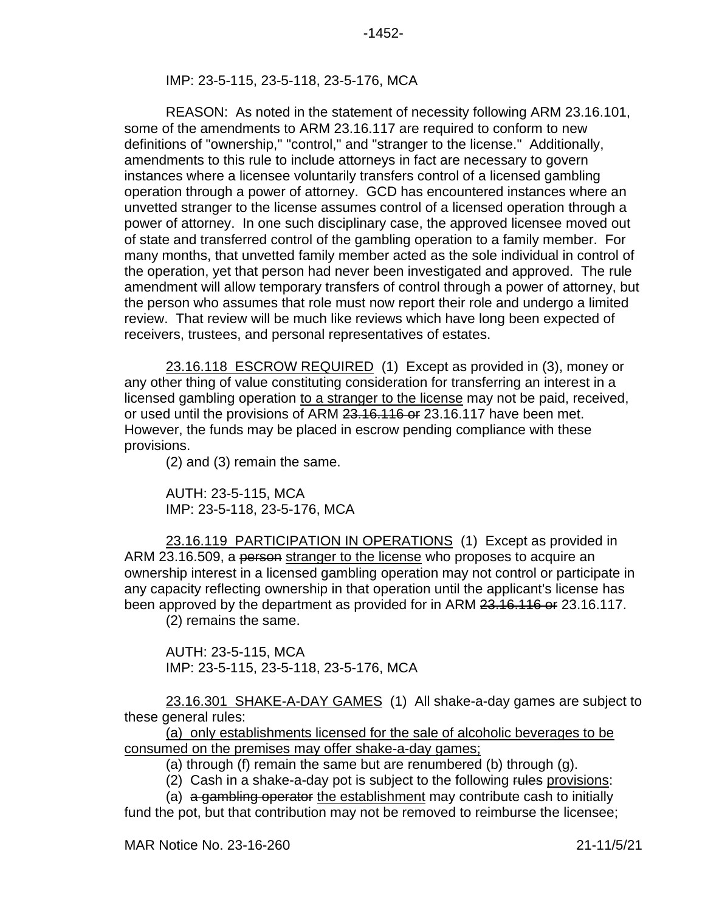IMP: 23-5-115, 23-5-118, 23-5-176, MCA

REASON: As noted in the statement of necessity following ARM 23.16.101, some of the amendments to ARM 23.16.117 are required to conform to new definitions of "ownership," "control," and "stranger to the license." Additionally, amendments to this rule to include attorneys in fact are necessary to govern instances where a licensee voluntarily transfers control of a licensed gambling operation through a power of attorney. GCD has encountered instances where an unvetted stranger to the license assumes control of a licensed operation through a power of attorney. In one such disciplinary case, the approved licensee moved out of state and transferred control of the gambling operation to a family member. For many months, that unvetted family member acted as the sole individual in control of the operation, yet that person had never been investigated and approved. The rule amendment will allow temporary transfers of control through a power of attorney, but the person who assumes that role must now report their role and undergo a limited review. That review will be much like reviews which have long been expected of receivers, trustees, and personal representatives of estates.

<u>23.16.118 ESCROW REQUIRED</u> (1) Except as provided in (3), money or any other thing of value constituting consideration for transferring an interest in a licensed gambling operation <u>to a stranger to the license</u> may not be paid, received, or used until the provisions of ARM ~~23.16.116 or~~ 23.16.117 have been met. However, the funds may be placed in escrow pending compliance with these provisions.

(2) and (3) remain the same.

AUTH: 23-5-115, MCA
IMP: 23-5-118, 23-5-176, MCA

<u>23.16.119 PARTICIPATION IN OPERATIONS</u> (1) Except as provided in ARM 23.16.509, a ~~person~~ <u>stranger to the license</u> who proposes to acquire an ownership interest in a licensed gambling operation may not control or participate in any capacity reflecting ownership in that operation until the applicant's license has been approved by the department as provided for in ARM ~~23.16.116 or~~ 23.16.117.

(2) remains the same.

AUTH: 23-5-115, MCA
IMP: 23-5-115, 23-5-118, 23-5-176, MCA

<u>23.16.301 SHAKE-A-DAY GAMES</u> (1) All shake-a-day games are subject to these general rules:

<u>(a) only establishments licensed for the sale of alcoholic beverages to be consumed on the premises may offer shake-a-day games;</u>

(a) through (f) remain the same but are renumbered (b) through (g).

(2) Cash in a shake-a-day pot is subject to the following ~~rules~~ <u>provisions</u>:

(a) ~~a gambling operator~~ <u>the establishment</u> may contribute cash to initially fund the pot, but that contribution may not be removed to reimburse the licensee;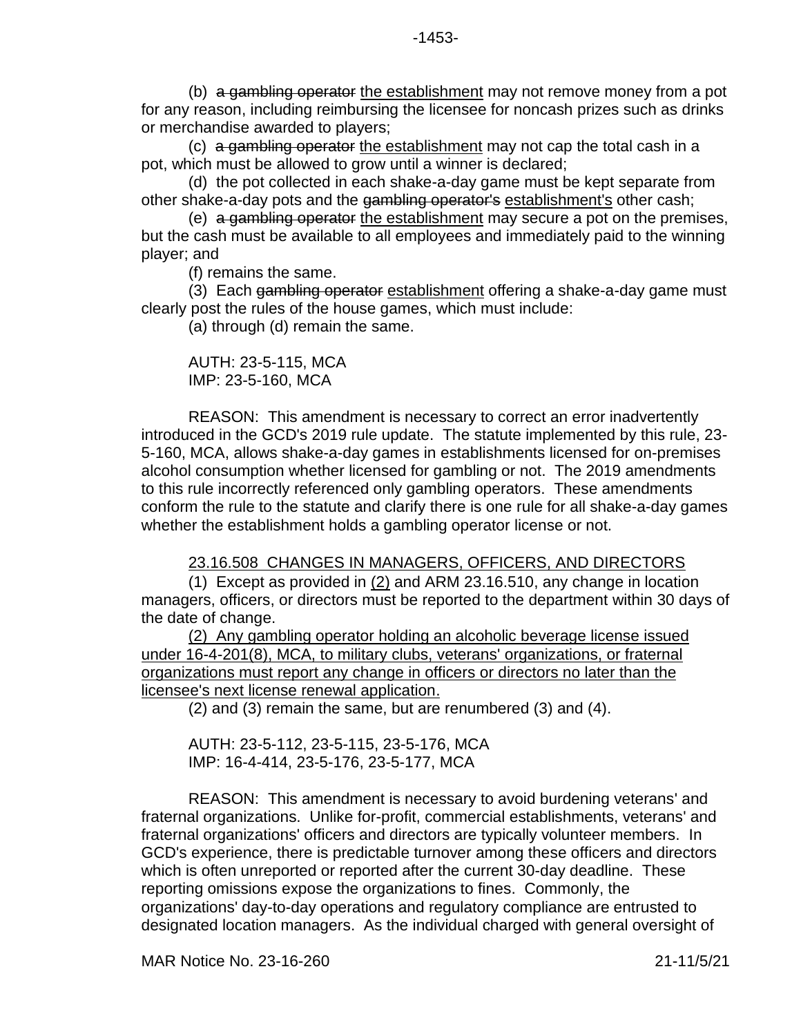(b) ~~a gambling operator~~ <u>the establishment</u> may not remove money from a pot for any reason, including reimbursing the licensee for noncash prizes such as drinks or merchandise awarded to players;

(c) ~~a gambling operator~~ <u>the establishment</u> may not cap the total cash in a pot, which must be allowed to grow until a winner is declared;

(d) the pot collected in each shake-a-day game must be kept separate from other shake-a-day pots and the ~~gambling operator's~~ <u>establishment's</u> other cash;

(e) ~~a gambling operator~~ <u>the establishment</u> may secure a pot on the premises, but the cash must be available to all employees and immediately paid to the winning player; and

(f) remains the same.

(3) Each ~~gambling operator~~ <u>establishment</u> offering a shake-a-day game must clearly post the rules of the house games, which must include:

(a) through (d) remain the same.

AUTH: 23-5-115, MCA
IMP: 23-5-160, MCA

REASON: This amendment is necessary to correct an error inadvertently introduced in the GCD's 2019 rule update. The statute implemented by this rule, 23-5-160, MCA, allows shake-a-day games in establishments licensed for on-premises alcohol consumption whether licensed for gambling or not. The 2019 amendments to this rule incorrectly referenced only gambling operators. These amendments conform the rule to the statute and clarify there is one rule for all shake-a-day games whether the establishment holds a gambling operator license or not.

<u>23.16.508 CHANGES IN MANAGERS, OFFICERS, AND DIRECTORS</u>

(1) Except as provided in <u>(2)</u> and ARM 23.16.510, any change in location managers, officers, or directors must be reported to the department within 30 days of the date of change.

<u>(2) Any gambling operator holding an alcoholic beverage license issued under 16-4-201(8), MCA, to military clubs, veterans' organizations, or fraternal organizations must report any change in officers or directors no later than the licensee's next license renewal application.</u>

(2) and (3) remain the same, but are renumbered (3) and (4).

AUTH: 23-5-112, 23-5-115, 23-5-176, MCA
IMP: 16-4-414, 23-5-176, 23-5-177, MCA

REASON: This amendment is necessary to avoid burdening veterans' and fraternal organizations. Unlike for-profit, commercial establishments, veterans' and fraternal organizations' officers and directors are typically volunteer members. In GCD's experience, there is predictable turnover among these officers and directors which is often unreported or reported after the current 30-day deadline. These reporting omissions expose the organizations to fines. Commonly, the organizations' day-to-day operations and regulatory compliance are entrusted to designated location managers. As the individual charged with general oversight of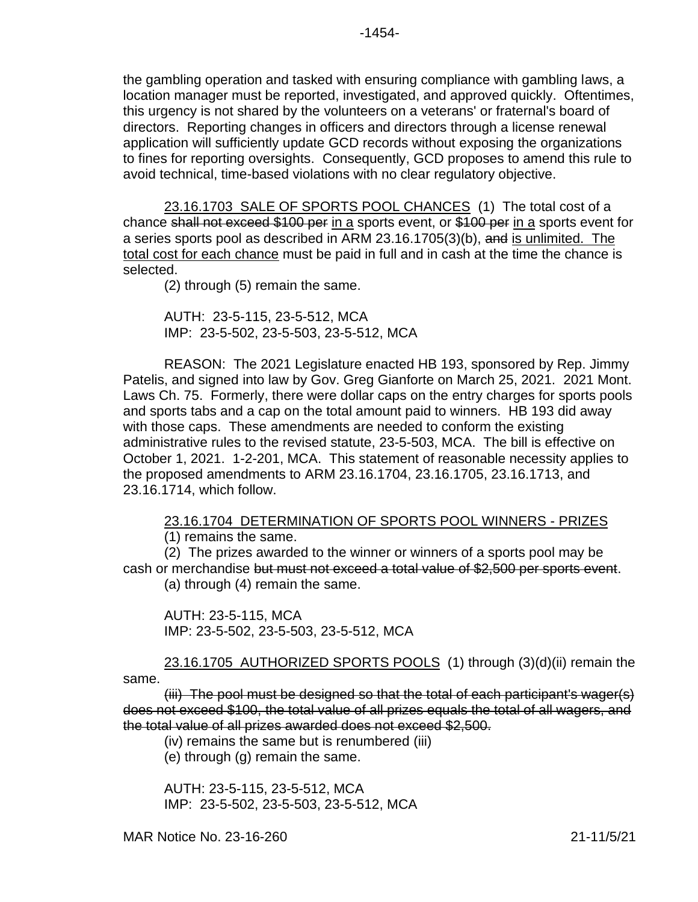the gambling operation and tasked with ensuring compliance with gambling laws, a location manager must be reported, investigated, and approved quickly. Oftentimes, this urgency is not shared by the volunteers on a veterans' or fraternal's board of directors. Reporting changes in officers and directors through a license renewal application will sufficiently update GCD records without exposing the organizations to fines for reporting oversights. Consequently, GCD proposes to amend this rule to avoid technical, time-based violations with no clear regulatory objective.

<u>23.16.1703 SALE OF SPORTS POOL CHANCES</u> (1) The total cost of a chance ~~shall not exceed $100 per~~ <u>in a</u> sports event, or ~~$100 per~~ <u>in a</u> sports event for a series sports pool as described in ARM 23.16.1705(3)(b), ~~and~~ <u>is unlimited. The total cost for each chance</u> must be paid in full and in cash at the time the chance is selected.

(2) through (5) remain the same.

AUTH: 23-5-115, 23-5-512, MCA
IMP: 23-5-502, 23-5-503, 23-5-512, MCA

REASON: The 2021 Legislature enacted HB 193, sponsored by Rep. Jimmy Patelis, and signed into law by Gov. Greg Gianforte on March 25, 2021. 2021 Mont. Laws Ch. 75. Formerly, there were dollar caps on the entry charges for sports pools and sports tabs and a cap on the total amount paid to winners. HB 193 did away with those caps. These amendments are needed to conform the existing administrative rules to the revised statute, 23-5-503, MCA. The bill is effective on October 1, 2021. 1-2-201, MCA. This statement of reasonable necessity applies to the proposed amendments to ARM 23.16.1704, 23.16.1705, 23.16.1713, and 23.16.1714, which follow.

<u>23.16.1704 DETERMINATION OF SPORTS POOL WINNERS - PRIZES</u>

(1) remains the same.

(2) The prizes awarded to the winner or winners of a sports pool may be cash or merchandise ~~but must not exceed a total value of $2,500 per sports event~~.

(a) through (4) remain the same.

AUTH: 23-5-115, MCA
IMP: 23-5-502, 23-5-503, 23-5-512, MCA

<u>23.16.1705 AUTHORIZED SPORTS POOLS</u> (1) through (3)(d)(ii) remain the same.

~~(iii) The pool must be designed so that the total of each participant's wager(s) does not exceed $100, the total value of all prizes equals the total of all wagers, and the total value of all prizes awarded does not exceed $2,500.~~

(iv) remains the same but is renumbered (iii)

(e) through (g) remain the same.

AUTH: 23-5-115, 23-5-512, MCA
IMP: 23-5-502, 23-5-503, 23-5-512, MCA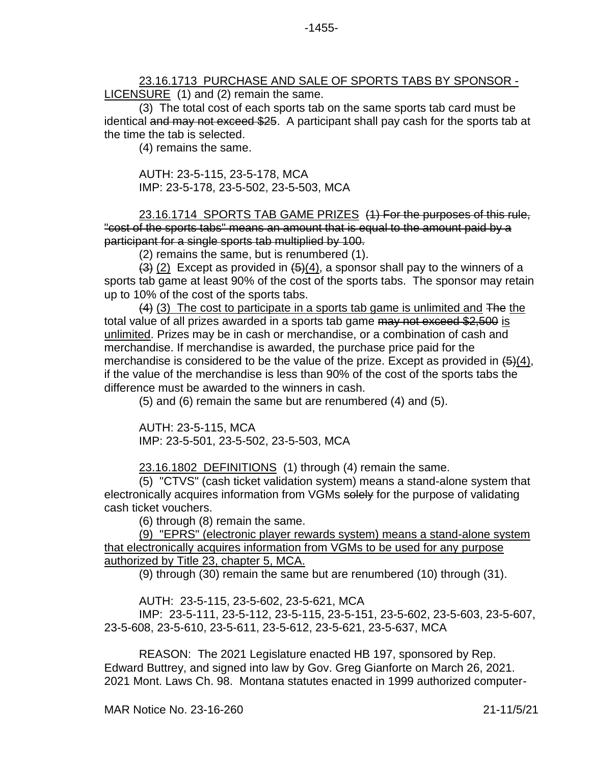<u>23.16.1713 PURCHASE AND SALE OF SPORTS TABS BY SPONSOR - LICENSURE</u> (1) and (2) remain the same.

(3) The total cost of each sports tab on the same sports tab card must be identical ~~and may not exceed $25~~. A participant shall pay cash for the sports tab at the time the tab is selected.

(4) remains the same.

AUTH: 23-5-115, 23-5-178, MCA
IMP: 23-5-178, 23-5-502, 23-5-503, MCA

<u>23.16.1714 SPORTS TAB GAME PRIZES</u> ~~(1) For the purposes of this rule, "cost of the sports tabs" means an amount that is equal to the amount paid by a participant for a single sports tab multiplied by 100.~~

(2) remains the same, but is renumbered (1).

~~(3)~~ <u>(2)</u> Except as provided in ~~(5)~~<u>(4)</u>, a sponsor shall pay to the winners of a sports tab game at least 90% of the cost of the sports tabs. The sponsor may retain up to 10% of the cost of the sports tabs.

~~(4)~~ <u>(3) The cost to participate in a sports tab game is unlimited and</u> ~~The~~ <u>the</u> total value of all prizes awarded in a sports tab game ~~may not exceed $2,500~~ <u>is unlimited</u>. Prizes may be in cash or merchandise, or a combination of cash and merchandise. If merchandise is awarded, the purchase price paid for the merchandise is considered to be the value of the prize. Except as provided in ~~(5)~~<u>(4)</u>, if the value of the merchandise is less than 90% of the cost of the sports tabs the difference must be awarded to the winners in cash.

(5) and (6) remain the same but are renumbered (4) and (5).

AUTH: 23-5-115, MCA
IMP: 23-5-501, 23-5-502, 23-5-503, MCA

<u>23.16.1802 DEFINITIONS</u> (1) through (4) remain the same.

(5) "CTVS" (cash ticket validation system) means a stand-alone system that electronically acquires information from VGMs ~~solely~~ for the purpose of validating cash ticket vouchers.

(6) through (8) remain the same.

<u>(9) "EPRS" (electronic player rewards system) means a stand-alone system that electronically acquires information from VGMs to be used for any purpose authorized by Title 23, chapter 5, MCA.</u>

(9) through (30) remain the same but are renumbered (10) through (31).

AUTH: 23-5-115, 23-5-602, 23-5-621, MCA
IMP: 23-5-111, 23-5-112, 23-5-115, 23-5-151, 23-5-602, 23-5-603, 23-5-607, 23-5-608, 23-5-610, 23-5-611, 23-5-612, 23-5-621, 23-5-637, MCA

REASON: The 2021 Legislature enacted HB 197, sponsored by Rep. Edward Buttrey, and signed into law by Gov. Greg Gianforte on March 26, 2021. 2021 Mont. Laws Ch. 98. Montana statutes enacted in 1999 authorized computer-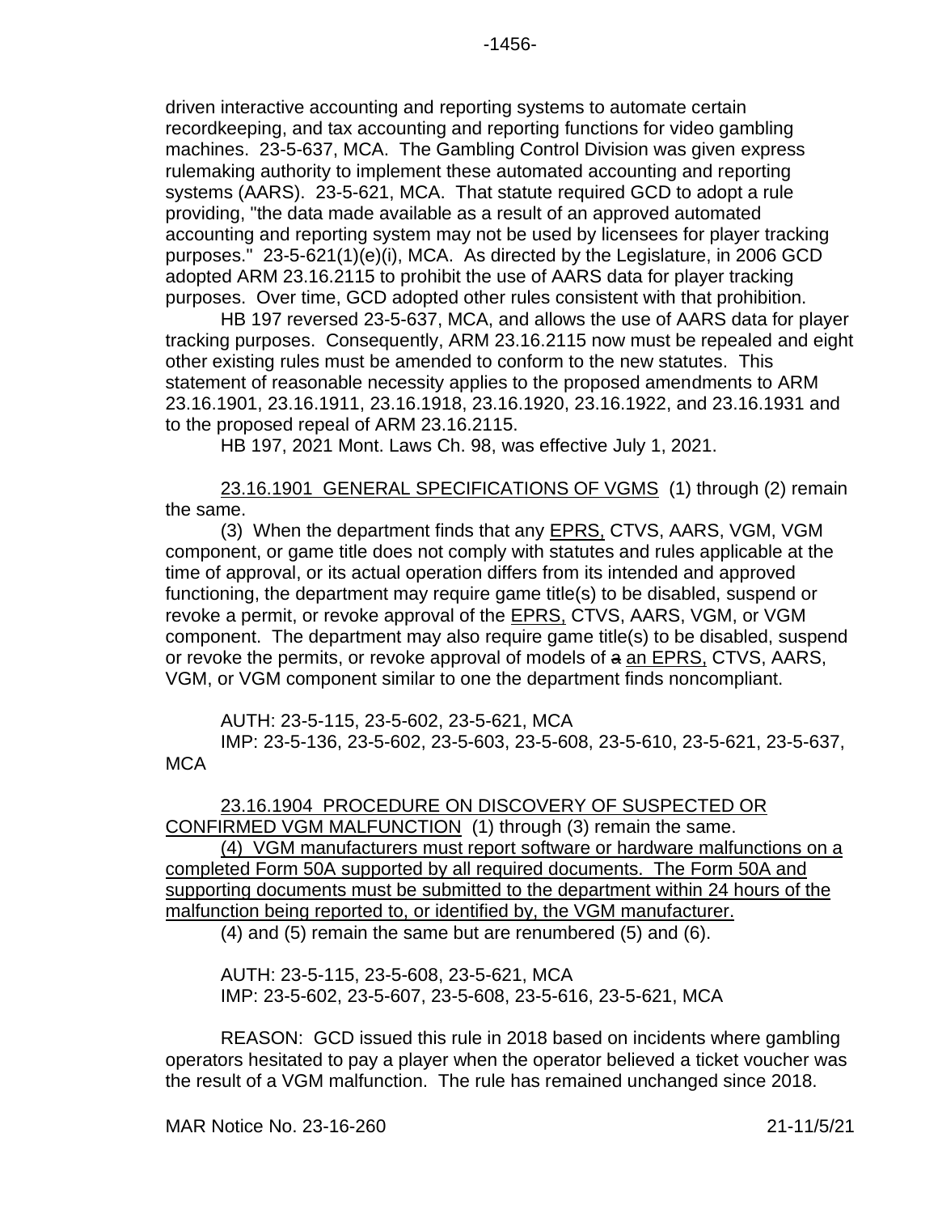driven interactive accounting and reporting systems to automate certain recordkeeping, and tax accounting and reporting functions for video gambling machines. 23-5-637, MCA. The Gambling Control Division was given express rulemaking authority to implement these automated accounting and reporting systems (AARS). 23-5-621, MCA. That statute required GCD to adopt a rule providing, "the data made available as a result of an approved automated accounting and reporting system may not be used by licensees for player tracking purposes." 23-5-621(1)(e)(i), MCA. As directed by the Legislature, in 2006 GCD adopted ARM 23.16.2115 to prohibit the use of AARS data for player tracking purposes. Over time, GCD adopted other rules consistent with that prohibition.

HB 197 reversed 23-5-637, MCA, and allows the use of AARS data for player tracking purposes. Consequently, ARM 23.16.2115 now must be repealed and eight other existing rules must be amended to conform to the new statutes. This statement of reasonable necessity applies to the proposed amendments to ARM 23.16.1901, 23.16.1911, 23.16.1918, 23.16.1920, 23.16.1922, and 23.16.1931 and to the proposed repeal of ARM 23.16.2115.

HB 197, 2021 Mont. Laws Ch. 98, was effective July 1, 2021.

<u>23.16.1901 GENERAL SPECIFICATIONS OF VGMS</u> (1) through (2) remain the same.

(3) When the department finds that any <u>EPRS,</u> CTVS, AARS, VGM, VGM component, or game title does not comply with statutes and rules applicable at the time of approval, or its actual operation differs from its intended and approved functioning, the department may require game title(s) to be disabled, suspend or revoke a permit, or revoke approval of the <u>EPRS,</u> CTVS, AARS, VGM, or VGM component. The department may also require game title(s) to be disabled, suspend or revoke the permits, or revoke approval of models of ~~a~~ <u>an EPRS,</u> CTVS, AARS, VGM, or VGM component similar to one the department finds noncompliant.

AUTH: 23-5-115, 23-5-602, 23-5-621, MCA
IMP: 23-5-136, 23-5-602, 23-5-603, 23-5-608, 23-5-610, 23-5-621, 23-5-637, MCA

<u>23.16.1904 PROCEDURE ON DISCOVERY OF SUSPECTED OR CONFIRMED VGM MALFUNCTION</u> (1) through (3) remain the same.

<u>(4) VGM manufacturers must report software or hardware malfunctions on a completed Form 50A supported by all required documents. The Form 50A and supporting documents must be submitted to the department within 24 hours of the malfunction being reported to, or identified by, the VGM manufacturer.</u>

(4) and (5) remain the same but are renumbered (5) and (6).

AUTH: 23-5-115, 23-5-608, 23-5-621, MCA
IMP: 23-5-602, 23-5-607, 23-5-608, 23-5-616, 23-5-621, MCA

REASON: GCD issued this rule in 2018 based on incidents where gambling operators hesitated to pay a player when the operator believed a ticket voucher was the result of a VGM malfunction. The rule has remained unchanged since 2018.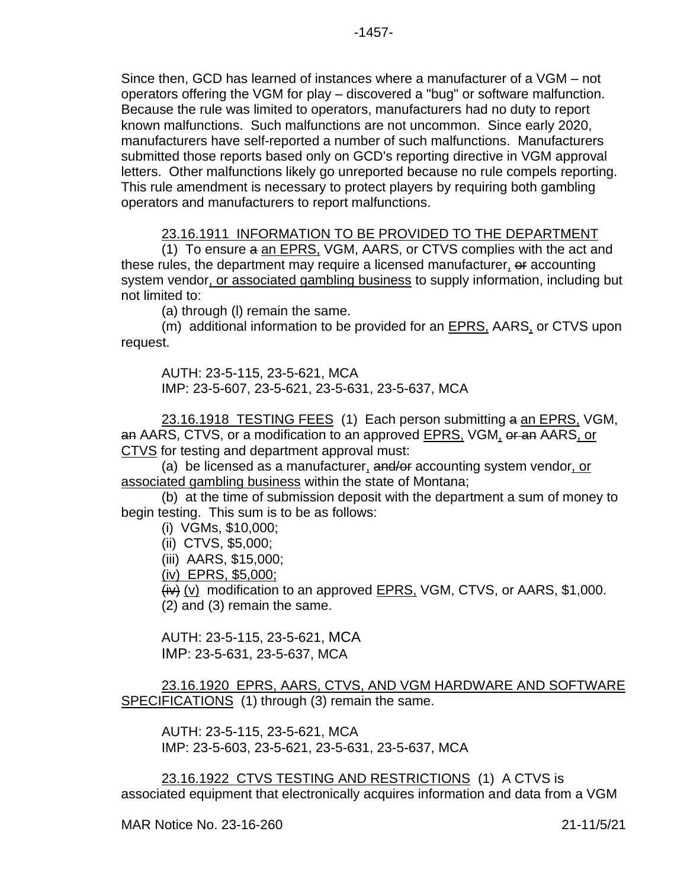Since then, GCD has learned of instances where a manufacturer of a VGM – not operators offering the VGM for play – discovered a "bug" or software malfunction. Because the rule was limited to operators, manufacturers had no duty to report known malfunctions. Such malfunctions are not uncommon. Since early 2020, manufacturers have self-reported a number of such malfunctions. Manufacturers submitted those reports based only on GCD's reporting directive in VGM approval letters. Other malfunctions likely go unreported because no rule compels reporting. This rule amendment is necessary to protect players by requiring both gambling operators and manufacturers to report malfunctions.

23.16.1911 INFORMATION TO BE PROVIDED TO THE DEPARTMENT

(1) To ensure ~~a~~ an EPRS, VGM, AARS, or CTVS complies with the act and these rules, the department may require a licensed manufacturer, ~~or~~ accounting system vendor, or associated gambling business to supply information, including but not limited to:

(a) through (l) remain the same.

(m) additional information to be provided for an EPRS, AARS, or CTVS upon request.

AUTH: 23-5-115, 23-5-621, MCA
IMP: 23-5-607, 23-5-621, 23-5-631, 23-5-637, MCA

23.16.1918 TESTING FEES (1) Each person submitting ~~a~~ an EPRS, VGM, ~~an~~ AARS, CTVS, or a modification to an approved EPRS, VGM, ~~or an~~ AARS, or CTVS for testing and department approval must:

(a) be licensed as a manufacturer, ~~and/or~~ accounting system vendor, or associated gambling business within the state of Montana;

(b) at the time of submission deposit with the department a sum of money to begin testing. This sum is to be as follows:

(i) VGMs, $10,000;

(ii) CTVS, $5,000;

(iii) AARS, $15,000;

(iv) EPRS, $5,000;

~~(iv)~~ (v) modification to an approved EPRS, VGM, CTVS, or AARS, $1,000.

(2) and (3) remain the same.

AUTH: 23-5-115, 23-5-621, MCA
IMP: 23-5-631, 23-5-637, MCA

23.16.1920 EPRS, AARS, CTVS, AND VGM HARDWARE AND SOFTWARE SPECIFICATIONS (1) through (3) remain the same.

AUTH: 23-5-115, 23-5-621, MCA
IMP: 23-5-603, 23-5-621, 23-5-631, 23-5-637, MCA

23.16.1922 CTVS TESTING AND RESTRICTIONS (1) A CTVS is associated equipment that electronically acquires information and data from a VGM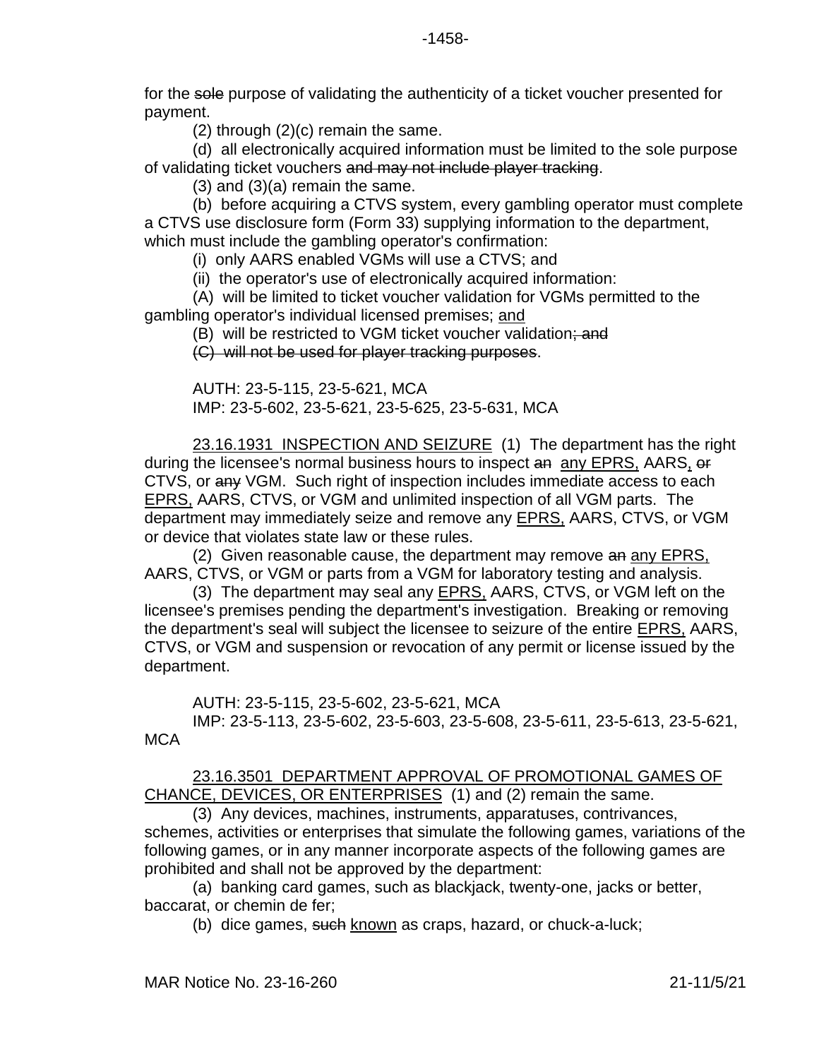for the ~~sole~~ purpose of validating the authenticity of a ticket voucher presented for payment.

(2) through (2)(c) remain the same.

(d) all electronically acquired information must be limited to the sole purpose of validating ticket vouchers ~~and may not include player tracking~~.

(3) and (3)(a) remain the same.

(b) before acquiring a CTVS system, every gambling operator must complete a CTVS use disclosure form (Form 33) supplying information to the department, which must include the gambling operator's confirmation:

(i) only AARS enabled VGMs will use a CTVS; and

(ii) the operator's use of electronically acquired information:

(A) will be limited to ticket voucher validation for VGMs permitted to the gambling operator's individual licensed premises; <u>and</u>

(B) will be restricted to VGM ticket voucher validation~~; and~~

~~(C) will not be used for player tracking purposes~~.

AUTH: 23-5-115, 23-5-621, MCA
IMP: 23-5-602, 23-5-621, 23-5-625, 23-5-631, MCA

<u>23.16.1931 INSPECTION AND SEIZURE</u> (1) The department has the right during the licensee's normal business hours to inspect ~~an~~ <u>any EPRS,</u> AARS<u>,</u> ~~or~~ CTVS, or ~~any~~ VGM. Such right of inspection includes immediate access to each <u>EPRS,</u> AARS, CTVS, or VGM and unlimited inspection of all VGM parts. The department may immediately seize and remove any <u>EPRS,</u> AARS, CTVS, or VGM or device that violates state law or these rules.

(2) Given reasonable cause, the department may remove ~~an~~ <u>any EPRS,</u> AARS, CTVS, or VGM or parts from a VGM for laboratory testing and analysis.

(3) The department may seal any <u>EPRS,</u> AARS, CTVS, or VGM left on the licensee's premises pending the department's investigation. Breaking or removing the department's seal will subject the licensee to seizure of the entire <u>EPRS,</u> AARS, CTVS, or VGM and suspension or revocation of any permit or license issued by the department.

AUTH: 23-5-115, 23-5-602, 23-5-621, MCA
IMP: 23-5-113, 23-5-602, 23-5-603, 23-5-608, 23-5-611, 23-5-613, 23-5-621, MCA

<u>23.16.3501 DEPARTMENT APPROVAL OF PROMOTIONAL GAMES OF CHANCE, DEVICES, OR ENTERPRISES</u> (1) and (2) remain the same.

(3) Any devices, machines, instruments, apparatuses, contrivances, schemes, activities or enterprises that simulate the following games, variations of the following games, or in any manner incorporate aspects of the following games are prohibited and shall not be approved by the department:

(a) banking card games, such as blackjack, twenty-one, jacks or better, baccarat, or chemin de fer;

(b) dice games, ~~such~~ <u>known</u> as craps, hazard, or chuck-a-luck;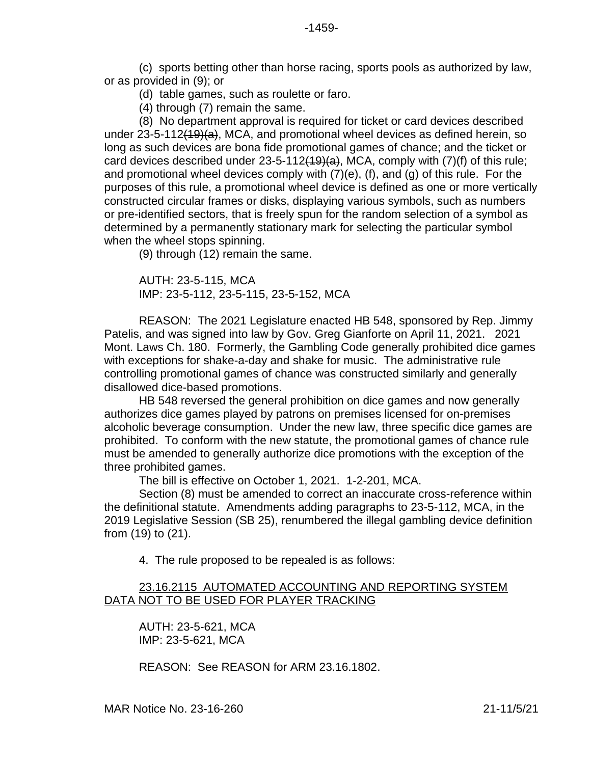(c) sports betting other than horse racing, sports pools as authorized by law, or as provided in (9); or

(d) table games, such as roulette or faro.

(4) through (7) remain the same.

(8) No department approval is required for ticket or card devices described under 23-5-112~~(19)(a)~~, MCA, and promotional wheel devices as defined herein, so long as such devices are bona fide promotional games of chance; and the ticket or card devices described under 23-5-112~~(19)(a)~~, MCA, comply with (7)(f) of this rule; and promotional wheel devices comply with (7)(e), (f), and (g) of this rule. For the purposes of this rule, a promotional wheel device is defined as one or more vertically constructed circular frames or disks, displaying various symbols, such as numbers or pre-identified sectors, that is freely spun for the random selection of a symbol as determined by a permanently stationary mark for selecting the particular symbol when the wheel stops spinning.

(9) through (12) remain the same.

AUTH: 23-5-115, MCA
IMP: 23-5-112, 23-5-115, 23-5-152, MCA

REASON: The 2021 Legislature enacted HB 548, sponsored by Rep. Jimmy Patelis, and was signed into law by Gov. Greg Gianforte on April 11, 2021. 2021 Mont. Laws Ch. 180. Formerly, the Gambling Code generally prohibited dice games with exceptions for shake-a-day and shake for music. The administrative rule controlling promotional games of chance was constructed similarly and generally disallowed dice-based promotions.

HB 548 reversed the general prohibition on dice games and now generally authorizes dice games played by patrons on premises licensed for on-premises alcoholic beverage consumption. Under the new law, three specific dice games are prohibited. To conform with the new statute, the promotional games of chance rule must be amended to generally authorize dice promotions with the exception of the three prohibited games.

The bill is effective on October 1, 2021. 1-2-201, MCA.

Section (8) must be amended to correct an inaccurate cross-reference within the definitional statute. Amendments adding paragraphs to 23-5-112, MCA, in the 2019 Legislative Session (SB 25), renumbered the illegal gambling device definition from (19) to (21).

4. The rule proposed to be repealed is as follows:

<u>23.16.2115 AUTOMATED ACCOUNTING AND REPORTING SYSTEM DATA NOT TO BE USED FOR PLAYER TRACKING</u>

AUTH: 23-5-621, MCA
IMP: 23-5-621, MCA

REASON: See REASON for ARM 23.16.1802.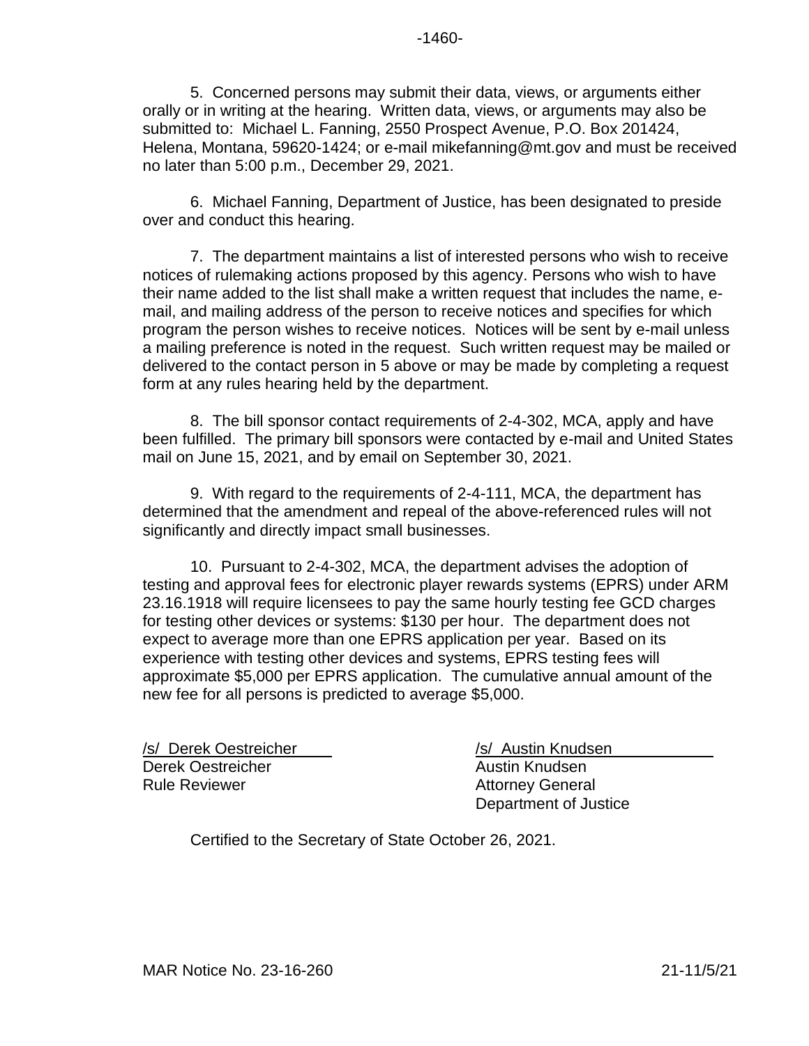5. Concerned persons may submit their data, views, or arguments either orally or in writing at the hearing. Written data, views, or arguments may also be submitted to: Michael L. Fanning, 2550 Prospect Avenue, P.O. Box 201424, Helena, Montana, 59620-1424; or e-mail mikefanning@mt.gov and must be received no later than 5:00 p.m., December 29, 2021.

6. Michael Fanning, Department of Justice, has been designated to preside over and conduct this hearing.

7. The department maintains a list of interested persons who wish to receive notices of rulemaking actions proposed by this agency. Persons who wish to have their name added to the list shall make a written request that includes the name, e-mail, and mailing address of the person to receive notices and specifies for which program the person wishes to receive notices. Notices will be sent by e-mail unless a mailing preference is noted in the request. Such written request may be mailed or delivered to the contact person in 5 above or may be made by completing a request form at any rules hearing held by the department.

8. The bill sponsor contact requirements of 2-4-302, MCA, apply and have been fulfilled. The primary bill sponsors were contacted by e-mail and United States mail on June 15, 2021, and by email on September 30, 2021.

9. With regard to the requirements of 2-4-111, MCA, the department has determined that the amendment and repeal of the above-referenced rules will not significantly and directly impact small businesses.

10. Pursuant to 2-4-302, MCA, the department advises the adoption of testing and approval fees for electronic player rewards systems (EPRS) under ARM 23.16.1918 will require licensees to pay the same hourly testing fee GCD charges for testing other devices or systems: $130 per hour. The department does not expect to average more than one EPRS application per year. Based on its experience with testing other devices and systems, EPRS testing fees will approximate $5,000 per EPRS application. The cumulative annual amount of the new fee for all persons is predicted to average $5,000.

/s/ Derek Oestreicher
Derek Oestreicher
Rule Reviewer

/s/ Austin Knudsen
Austin Knudsen
Attorney General
Department of Justice

Certified to the Secretary of State October 26, 2021.